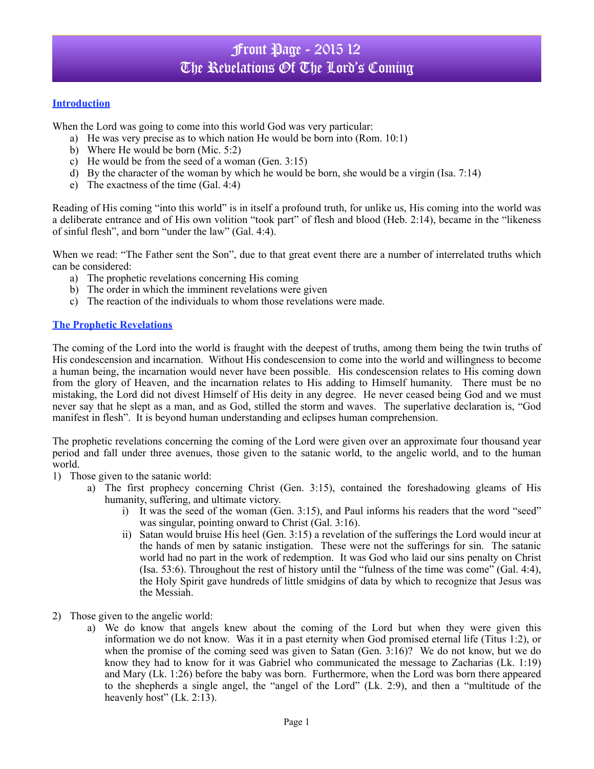# Front Page - 2015 12
# The Revelations Of The Lord's Coming

## Introduction

When the Lord was going to come into this world God was very particular:

a) He was very precise as to which nation He would be born into (Rom. 10:1)
b) Where He would be born (Mic. 5:2)
c) He would be from the seed of a woman (Gen. 3:15)
d) By the character of the woman by which he would be born, she would be a virgin (Isa. 7:14)
e) The exactness of the time (Gal. 4:4)

Reading of His coming "into this world" is in itself a profound truth, for unlike us, His coming into the world was a deliberate entrance and of His own volition "took part" of flesh and blood (Heb. 2:14), became in the "likeness of sinful flesh", and born "under the law" (Gal. 4:4).

When we read: "The Father sent the Son", due to that great event there are a number of interrelated truths which can be considered:

a) The prophetic revelations concerning His coming
b) The order in which the imminent revelations were given
c) The reaction of the individuals to whom those revelations were made.

## The Prophetic Revelations

The coming of the Lord into the world is fraught with the deepest of truths, among them being the twin truths of His condescension and incarnation. Without His condescension to come into the world and willingness to become a human being, the incarnation would never have been possible. His condescension relates to His coming down from the glory of Heaven, and the incarnation relates to His adding to Himself humanity. There must be no mistaking, the Lord did not divest Himself of His deity in any degree. He never ceased being God and we must never say that he slept as a man, and as God, stilled the storm and waves. The superlative declaration is, "God manifest in flesh". It is beyond human understanding and eclipses human comprehension.

The prophetic revelations concerning the coming of the Lord were given over an approximate four thousand year period and fall under three avenues, those given to the satanic world, to the angelic world, and to the human world.

1) Those given to the satanic world:
   a) The first prophecy concerning Christ (Gen. 3:15), contained the foreshadowing gleams of His humanity, suffering, and ultimate victory.
      i) It was the seed of the woman (Gen. 3:15), and Paul informs his readers that the word "seed" was singular, pointing onward to Christ (Gal. 3:16).
      ii) Satan would bruise His heel (Gen. 3:15) a revelation of the sufferings the Lord would incur at the hands of men by satanic instigation. These were not the sufferings for sin. The satanic world had no part in the work of redemption. It was God who laid our sins penalty on Christ (Isa. 53:6). Throughout the rest of history until the "fulness of the time was come" (Gal. 4:4), the Holy Spirit gave hundreds of little smidgins of data by which to recognize that Jesus was the Messiah.

2) Those given to the angelic world:
   a) We do know that angels knew about the coming of the Lord but when they were given this information we do not know. Was it in a past eternity when God promised eternal life (Titus 1:2), or when the promise of the coming seed was given to Satan (Gen. 3:16)? We do not know, but we do know they had to know for it was Gabriel who communicated the message to Zacharias (Lk. 1:19) and Mary (Lk. 1:26) before the baby was born. Furthermore, when the Lord was born there appeared to the shepherds a single angel, the "angel of the Lord" (Lk. 2:9), and then a "multitude of the heavenly host" (Lk. 2:13).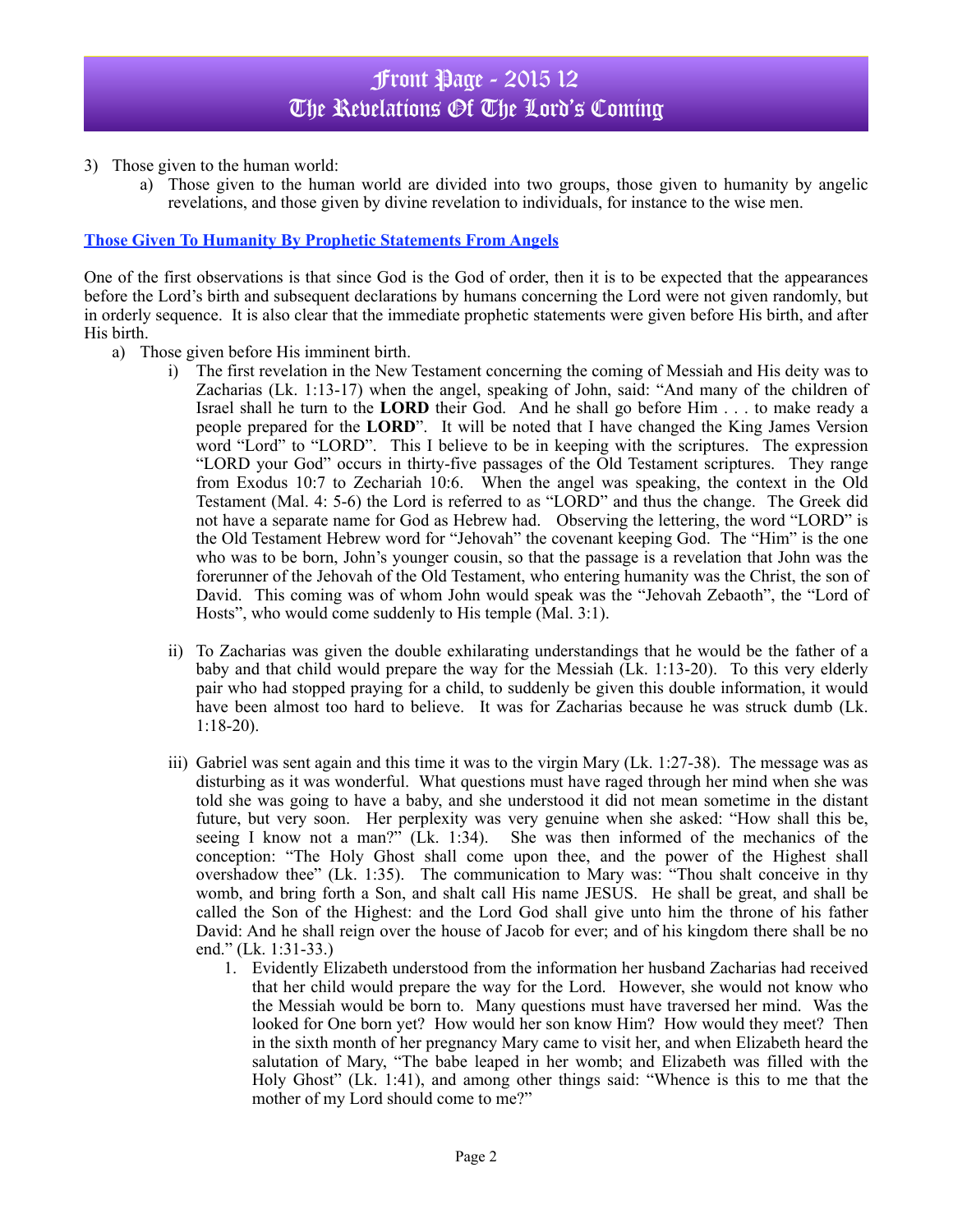3) Those given to the human world:
   a) Those given to the human world are divided into two groups, those given to humanity by angelic revelations, and those given by divine revelation to individuals, for instance to the wise men.

**Those Given To Humanity By Prophetic Statements From Angels**

One of the first observations is that since God is the God of order, then it is to be expected that the appearances before the Lord's birth and subsequent declarations by humans concerning the Lord were not given randomly, but in orderly sequence. It is also clear that the immediate prophetic statements were given before His birth, and after His birth.

a) Those given before His imminent birth.
   i) The first revelation in the New Testament concerning the coming of Messiah and His deity was to Zacharias (Lk. 1:13-17) when the angel, speaking of John, said: "And many of the children of Israel shall he turn to the **LORD** their God. And he shall go before Him . . . to make ready a people prepared for the **LORD**". It will be noted that I have changed the King James Version word "Lord" to "LORD". This I believe to be in keeping with the scriptures. The expression "LORD your God" occurs in thirty-five passages of the Old Testament scriptures. They range from Exodus 10:7 to Zechariah 10:6. When the angel was speaking, the context in the Old Testament (Mal. 4: 5-6) the Lord is referred to as "LORD" and thus the change. The Greek did not have a separate name for God as Hebrew had. Observing the lettering, the word "LORD" is the Old Testament Hebrew word for "Jehovah" the covenant keeping God. The "Him" is the one who was to be born, John's younger cousin, so that the passage is a revelation that John was the forerunner of the Jehovah of the Old Testament, who entering humanity was the Christ, the son of David. This coming was of whom John would speak was the "Jehovah Zebaoth", the "Lord of Hosts", who would come suddenly to His temple (Mal. 3:1).

   ii) To Zacharias was given the double exhilarating understandings that he would be the father of a baby and that child would prepare the way for the Messiah (Lk. 1:13-20). To this very elderly pair who had stopped praying for a child, to suddenly be given this double information, it would have been almost too hard to believe. It was for Zacharias because he was struck dumb (Lk. 1:18-20).

   iii) Gabriel was sent again and this time it was to the virgin Mary (Lk. 1:27-38). The message was as disturbing as it was wonderful. What questions must have raged through her mind when she was told she was going to have a baby, and she understood it did not mean sometime in the distant future, but very soon. Her perplexity was very genuine when she asked: "How shall this be, seeing I know not a man?" (Lk. 1:34). She was then informed of the mechanics of the conception: "The Holy Ghost shall come upon thee, and the power of the Highest shall overshadow thee" (Lk. 1:35). The communication to Mary was: "Thou shalt conceive in thy womb, and bring forth a Son, and shalt call His name JESUS. He shall be great, and shall be called the Son of the Highest: and the Lord God shall give unto him the throne of his father David: And he shall reign over the house of Jacob for ever; and of his kingdom there shall be no end." (Lk. 1:31-33.)
      1. Evidently Elizabeth understood from the information her husband Zacharias had received that her child would prepare the way for the Lord. However, she would not know who the Messiah would be born to. Many questions must have traversed her mind. Was the looked for One born yet? How would her son know Him? How would they meet? Then in the sixth month of her pregnancy Mary came to visit her, and when Elizabeth heard the salutation of Mary, "The babe leaped in her womb; and Elizabeth was filled with the Holy Ghost" (Lk. 1:41), and among other things said: "Whence is this to me that the mother of my Lord should come to me?"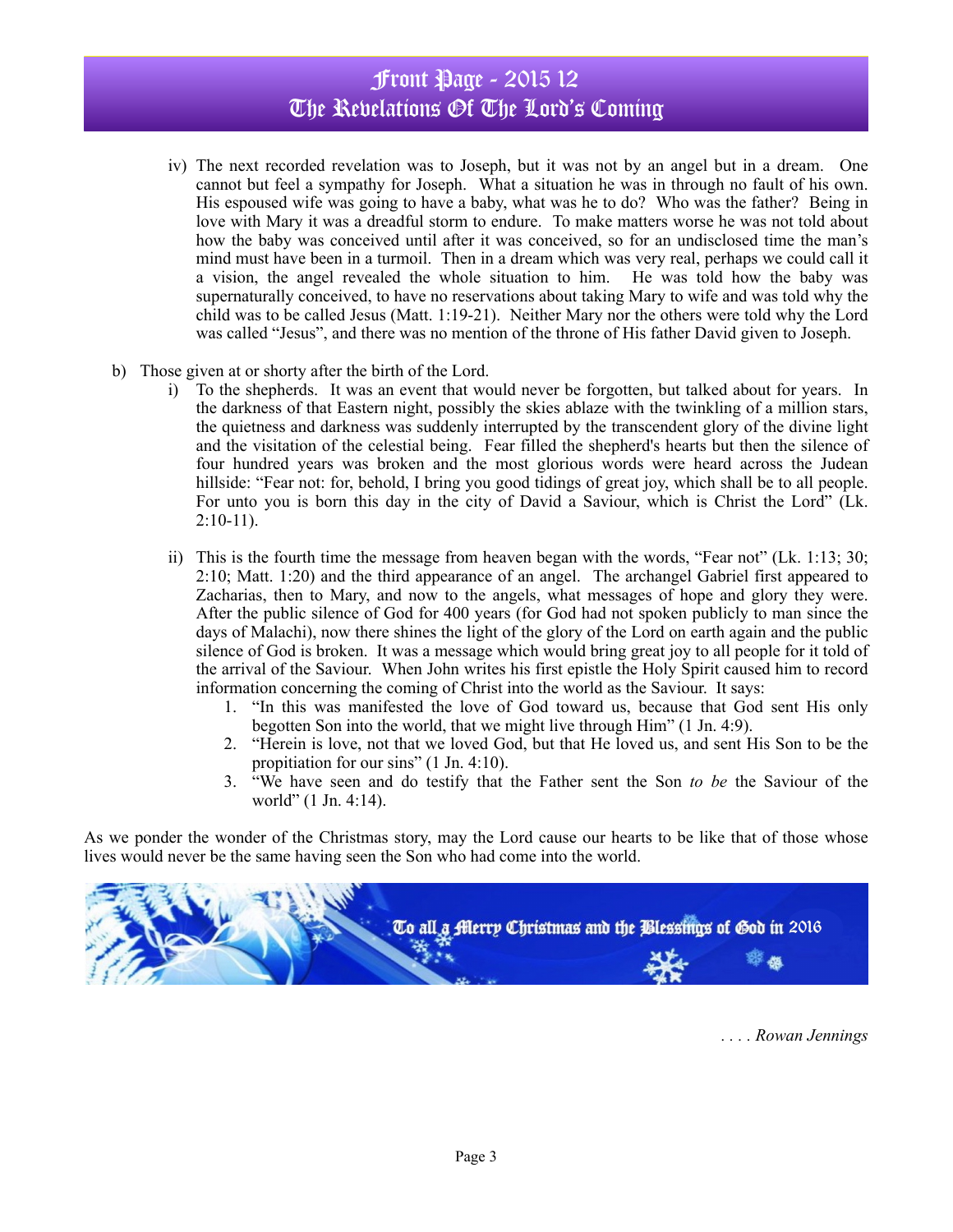iv) The next recorded revelation was to Joseph, but it was not by an angel but in a dream. One cannot but feel a sympathy for Joseph. What a situation he was in through no fault of his own. His espoused wife was going to have a baby, what was he to do? Who was the father? Being in love with Mary it was a dreadful storm to endure. To make matters worse he was not told about how the baby was conceived until after it was conceived, so for an undisclosed time the man's mind must have been in a turmoil. Then in a dream which was very real, perhaps we could call it a vision, the angel revealed the whole situation to him. He was told how the baby was supernaturally conceived, to have no reservations about taking Mary to wife and was told why the child was to be called Jesus (Matt. 1:19-21). Neither Mary nor the others were told why the Lord was called "Jesus", and there was no mention of the throne of His father David given to Joseph.

b) Those given at or shorty after the birth of the Lord.

i) To the shepherds. It was an event that would never be forgotten, but talked about for years. In the darkness of that Eastern night, possibly the skies ablaze with the twinkling of a million stars, the quietness and darkness was suddenly interrupted by the transcendent glory of the divine light and the visitation of the celestial being. Fear filled the shepherd's hearts but then the silence of four hundred years was broken and the most glorious words were heard across the Judean hillside: "Fear not: for, behold, I bring you good tidings of great joy, which shall be to all people. For unto you is born this day in the city of David a Saviour, which is Christ the Lord" (Lk. 2:10-11).

ii) This is the fourth time the message from heaven began with the words, "Fear not" (Lk. 1:13; 30; 2:10; Matt. 1:20) and the third appearance of an angel. The archangel Gabriel first appeared to Zacharias, then to Mary, and now to the angels, what messages of hope and glory they were. After the public silence of God for 400 years (for God had not spoken publicly to man since the days of Malachi), now there shines the light of the glory of the Lord on earth again and the public silence of God is broken. It was a message which would bring great joy to all people for it told of the arrival of the Saviour. When John writes his first epistle the Holy Spirit caused him to record information concerning the coming of Christ into the world as the Saviour. It says:

1. "In this was manifested the love of God toward us, because that God sent His only begotten Son into the world, that we might live through Him" (1 Jn. 4:9).
2. "Herein is love, not that we loved God, but that He loved us, and sent His Son to be the propitiation for our sins" (1 Jn. 4:10).
3. "We have seen and do testify that the Father sent the Son *to be* the Saviour of the world" (1 Jn. 4:14).

As we ponder the wonder of the Christmas story, may the Lord cause our hearts to be like that of those whose lives would never be the same having seen the Son who had come into the world.

To all a Merry Christmas and the Blessings of God in 2016

*. . . . Rowan Jennings*